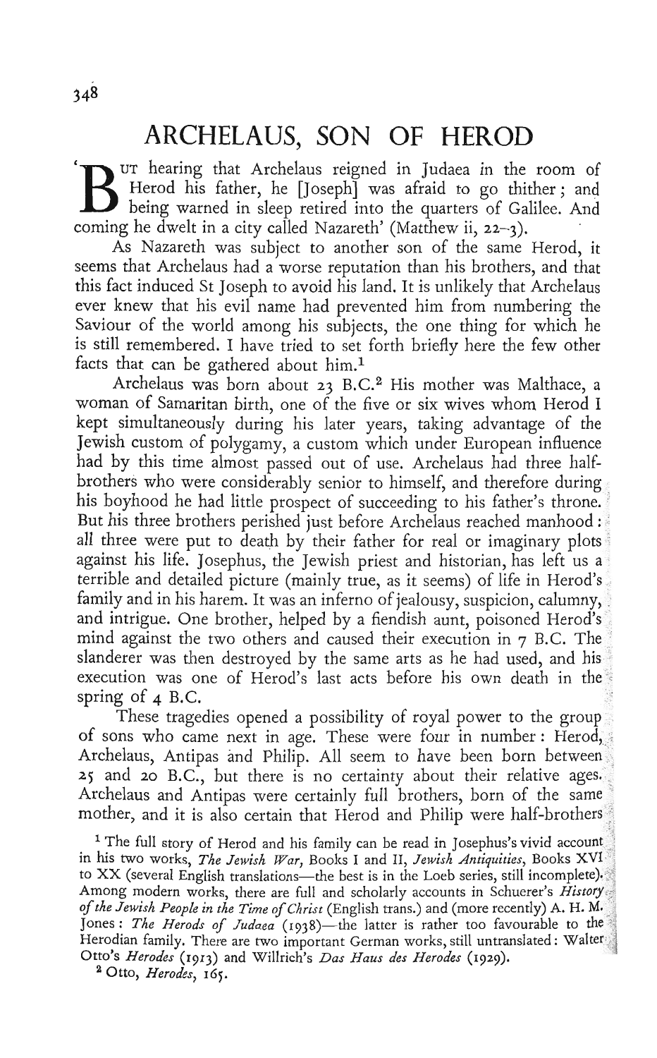# ARCHELAUS, SON OF HEROD

'But hearing that Archelaus reigned in Judaea in the room of Herod his father, he [Joseph] was afraid to go thither; and being warned in sleep retired into the quarters of Galilee. And coming he dwelt in a city called Nazareth' (Matthew ii, 22–3).

As Nazareth was subject to another son of the same Herod, it seems that Archelaus had a worse reputation than his brothers, and that this fact induced St Joseph to avoid his land. It is unlikely that Archelaus ever knew that his evil name had prevented him from numbering the Saviour of the world among his subjects, the one thing for which he is still remembered. I have tried to set forth briefly here the few other facts that can be gathered about him.[1]

Archelaus was born about 23 B.C.[2] His mother was Malthace, a woman of Samaritan birth, one of the five or six wives whom Herod I kept simultaneously during his later years, taking advantage of the Jewish custom of polygamy, a custom which under European influence had by this time almost passed out of use. Archelaus had three half-brothers who were considerably senior to himself, and therefore during his boyhood he had little prospect of succeeding to his father's throne. But his three brothers perished just before Archelaus reached manhood: all three were put to death by their father for real or imaginary plots against his life. Josephus, the Jewish priest and historian, has left us a terrible and detailed picture (mainly true, as it seems) of life in Herod's family and in his harem. It was an inferno of jealousy, suspicion, calumny, and intrigue. One brother, helped by a fiendish aunt, poisoned Herod's mind against the two others and caused their execution in 7 B.C. The slanderer was then destroyed by the same arts as he had used, and his execution was one of Herod's last acts before his own death in the spring of 4 B.C.

These tragedies opened a possibility of royal power to the group of sons who came next in age. These were four in number: Herod, Archelaus, Antipas and Philip. All seem to have been born between 25 and 20 B.C., but there is no certainty about their relative ages. Archelaus and Antipas were certainly full brothers, born of the same mother, and it is also certain that Herod and Philip were half-brothers

[1] The full story of Herod and his family can be read in Josephus's vivid account in his two works, *The Jewish War*, Books I and II, *Jewish Antiquities*, Books XVI to XX (several English translations—the best is in the Loeb series, still incomplete). Among modern works, there are full and scholarly accounts in Schuerer's *History of the Jewish People in the Time of Christ* (English trans.) and (more recently) A. H. M. Jones: *The Herods of Judaea* (1938)—the latter is rather too favourable to the Herodian family. There are two important German works, still untranslated: Walter Otto's *Herodes* (1913) and Willrich's *Das Haus des Herodes* (1929).

[2] Otto, *Herodes*, 165.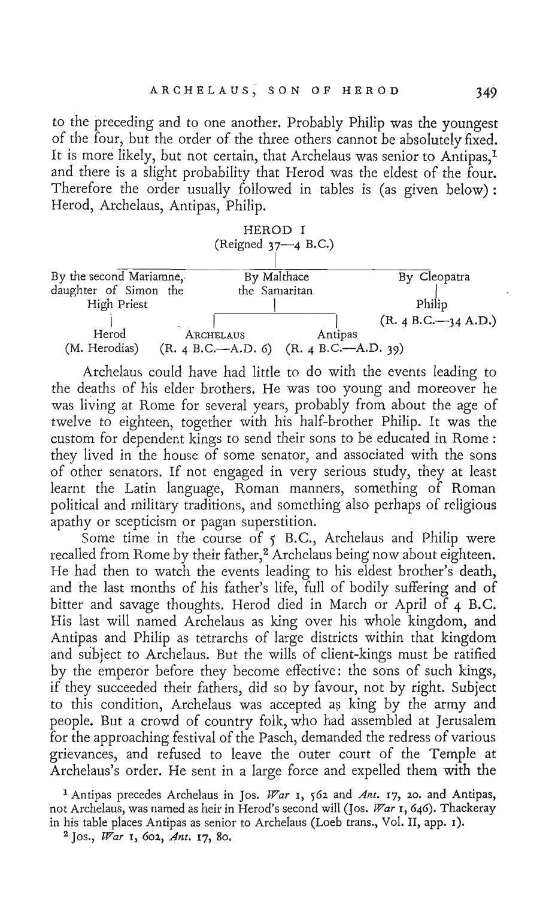to the preceding and to one another. Probably Philip was the youngest of the four, but the order of the three others cannot be absolutely fixed. It is more likely, but not certain, that Archelaus was senior to Antipas,[1] and there is a slight probability that Herod was the eldest of the four. Therefore the order usually followed in tables is (as given below): Herod, Archelaus, Antipas, Philip.

```
                                HEROD I
                          (Reigned 37—4 B.C.)
                                   |
By the second Mariamne,       By Malthace                 By Cleopatra
daughter of Simon the        the Samaritan                     |
    High Priest                    |                          Philip
        |               ___________|___________      (R. 4 B.C.—34 A.D.)
        |               |                     |
      Herod         ARCHELAUS              Antipas
  (M. Herodias)  (R. 4 B.C.—A.D. 6)  (R. 4 B.C.—A.D. 39)
```

Archelaus could have had little to do with the events leading to the deaths of his elder brothers. He was too young and moreover he was living at Rome for several years, probably from about the age of twelve to eighteen, together with his half-brother Philip. It was the custom for dependent kings to send their sons to be educated in Rome: they lived in the house of some senator, and associated with the sons of other senators. If not engaged in very serious study, they at least learnt the Latin language, Roman manners, something of Roman political and military traditions, and something also perhaps of religious apathy or scepticism or pagan superstition.

Some time in the course of 5 B.C., Archelaus and Philip were recalled from Rome by their father,[2] Archelaus being now about eighteen. He had then to watch the events leading to his eldest brother's death, and the last months of his father's life, full of bodily suffering and of bitter and savage thoughts. Herod died in March or April of 4 B.C. His last will named Archelaus as king over his whole kingdom, and Antipas and Philip as tetrarchs of large districts within that kingdom and subject to Archelaus. But the wills of client-kings must be ratified by the emperor before they become effective: the sons of such kings, if they succeeded their fathers, did so by favour, not by right. Subject to this condition, Archelaus was accepted as king by the army and people. But a crowd of country folk, who had assembled at Jerusalem for the approaching festival of the Pasch, demanded the redress of various grievances, and refused to leave the outer court of the Temple at Archelaus's order. He sent in a large force and expelled them with the

[1] Antipas precedes Archelaus in Jos. *War* 1, 562 and *Ant.* 17, 20. and Antipas, not Archelaus, was named as heir in Herod's second will (Jos. *War* 1, 646). Thackeray in his table places Antipas as senior to Archelaus (Loeb trans., Vol. II, app. 1).

[2] Jos., *War* 1, 602, *Ant.* 17, 80.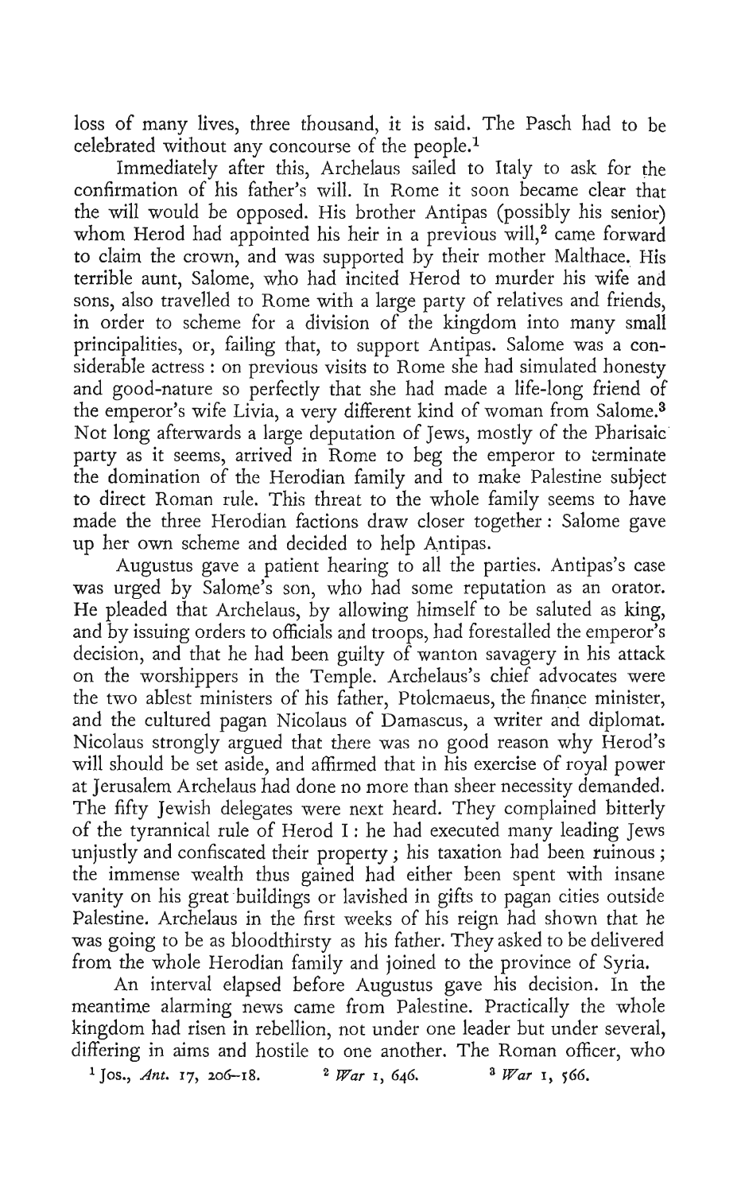loss of many lives, three thousand, it is said. The Pasch had to be celebrated without any concourse of the people.[1]

Immediately after this, Archelaus sailed to Italy to ask for the confirmation of his father's will. In Rome it soon became clear that the will would be opposed. His brother Antipas (possibly his senior) whom Herod had appointed his heir in a previous will,[2] came forward to claim the crown, and was supported by their mother Malthace. His terrible aunt, Salome, who had incited Herod to murder his wife and sons, also travelled to Rome with a large party of relatives and friends, in order to scheme for a division of the kingdom into many small principalities, or, failing that, to support Antipas. Salome was a considerable actress: on previous visits to Rome she had simulated honesty and good-nature so perfectly that she had made a life-long friend of the emperor's wife Livia, a very different kind of woman from Salome.[3] Not long afterwards a large deputation of Jews, mostly of the Pharisaic party as it seems, arrived in Rome to beg the emperor to terminate the domination of the Herodian family and to make Palestine subject to direct Roman rule. This threat to the whole family seems to have made the three Herodian factions draw closer together: Salome gave up her own scheme and decided to help Antipas.

Augustus gave a patient hearing to all the parties. Antipas's case was urged by Salome's son, who had some reputation as an orator. He pleaded that Archelaus, by allowing himself to be saluted as king, and by issuing orders to officials and troops, had forestalled the emperor's decision, and that he had been guilty of wanton savagery in his attack on the worshippers in the Temple. Archelaus's chief advocates were the two ablest ministers of his father, Ptolemaeus, the finance minister, and the cultured pagan Nicolaus of Damascus, a writer and diplomat. Nicolaus strongly argued that there was no good reason why Herod's will should be set aside, and affirmed that in his exercise of royal power at Jerusalem Archelaus had done no more than sheer necessity demanded. The fifty Jewish delegates were next heard. They complained bitterly of the tyrannical rule of Herod I: he had executed many leading Jews unjustly and confiscated their property; his taxation had been ruinous; the immense wealth thus gained had either been spent with insane vanity on his great buildings or lavished in gifts to pagan cities outside Palestine. Archelaus in the first weeks of his reign had shown that he was going to be as bloodthirsty as his father. They asked to be delivered from the whole Herodian family and joined to the province of Syria.

An interval elapsed before Augustus gave his decision. In the meantime alarming news came from Palestine. Practically the whole kingdom had risen in rebellion, not under one leader but under several, differing in aims and hostile to one another. The Roman officer, who

[1] Jos., *Ant.* 17, 206–18. [2] *War* 1, 646. [3] *War* 1, 566.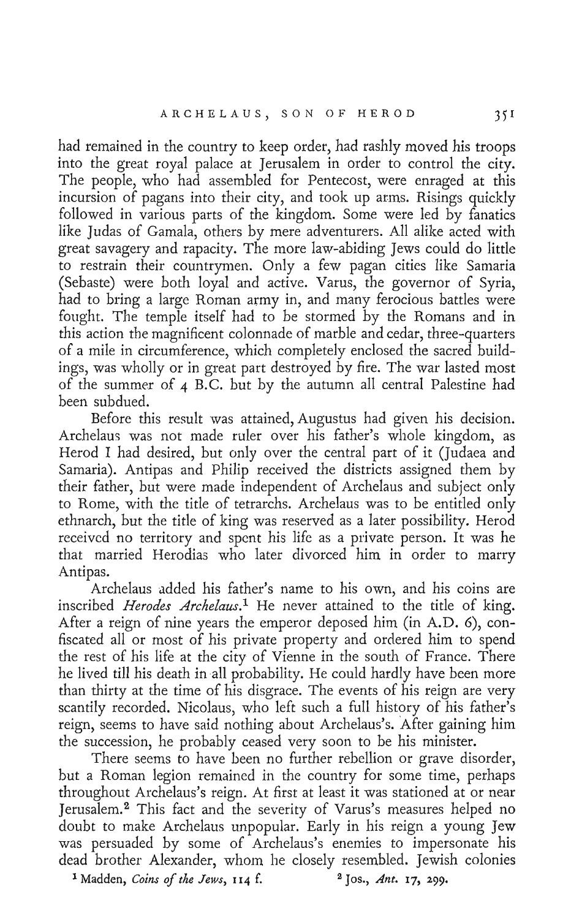had remained in the country to keep order, had rashly moved his troops into the great royal palace at Jerusalem in order to control the city. The people, who had assembled for Pentecost, were enraged at this incursion of pagans into their city, and took up arms. Risings quickly followed in various parts of the kingdom. Some were led by fanatics like Judas of Gamala, others by mere adventurers. All alike acted with great savagery and rapacity. The more law-abiding Jews could do little to restrain their countrymen. Only a few pagan cities like Samaria (Sebaste) were both loyal and active. Varus, the governor of Syria, had to bring a large Roman army in, and many ferocious battles were fought. The temple itself had to be stormed by the Romans and in this action the magnificent colonnade of marble and cedar, three-quarters of a mile in circumference, which completely enclosed the sacred buildings, was wholly or in great part destroyed by fire. The war lasted most of the summer of 4 B.C. but by the autumn all central Palestine had been subdued.

Before this result was attained, Augustus had given his decision. Archelaus was not made ruler over his father's whole kingdom, as Herod I had desired, but only over the central part of it (Judaea and Samaria). Antipas and Philip received the districts assigned them by their father, but were made independent of Archelaus and subject only to Rome, with the title of tetrarchs. Archelaus was to be entitled only ethnarch, but the title of king was reserved as a later possibility. Herod received no territory and spent his life as a private person. It was he that married Herodias who later divorced him in order to marry Antipas.

Archelaus added his father's name to his own, and his coins are inscribed *Herodes Archelaus*.[1] He never attained to the title of king. After a reign of nine years the emperor deposed him (in A.D. 6), confiscated all or most of his private property and ordered him to spend the rest of his life at the city of Vienne in the south of France. There he lived till his death in all probability. He could hardly have been more than thirty at the time of his disgrace. The events of his reign are very scantily recorded. Nicolaus, who left such a full history of his father's reign, seems to have said nothing about Archelaus's. After gaining him the succession, he probably ceased very soon to be his minister.

There seems to have been no further rebellion or grave disorder, but a Roman legion remained in the country for some time, perhaps throughout Archelaus's reign. At first at least it was stationed at or near Jerusalem.[2] This fact and the severity of Varus's measures helped no doubt to make Archelaus unpopular. Early in his reign a young Jew was persuaded by some of Archelaus's enemies to impersonate his dead brother Alexander, whom he closely resembled. Jewish colonies

[1] Madden, *Coins of the Jews*, 114 f.

[2] Jos., *Ant.* 17, 299.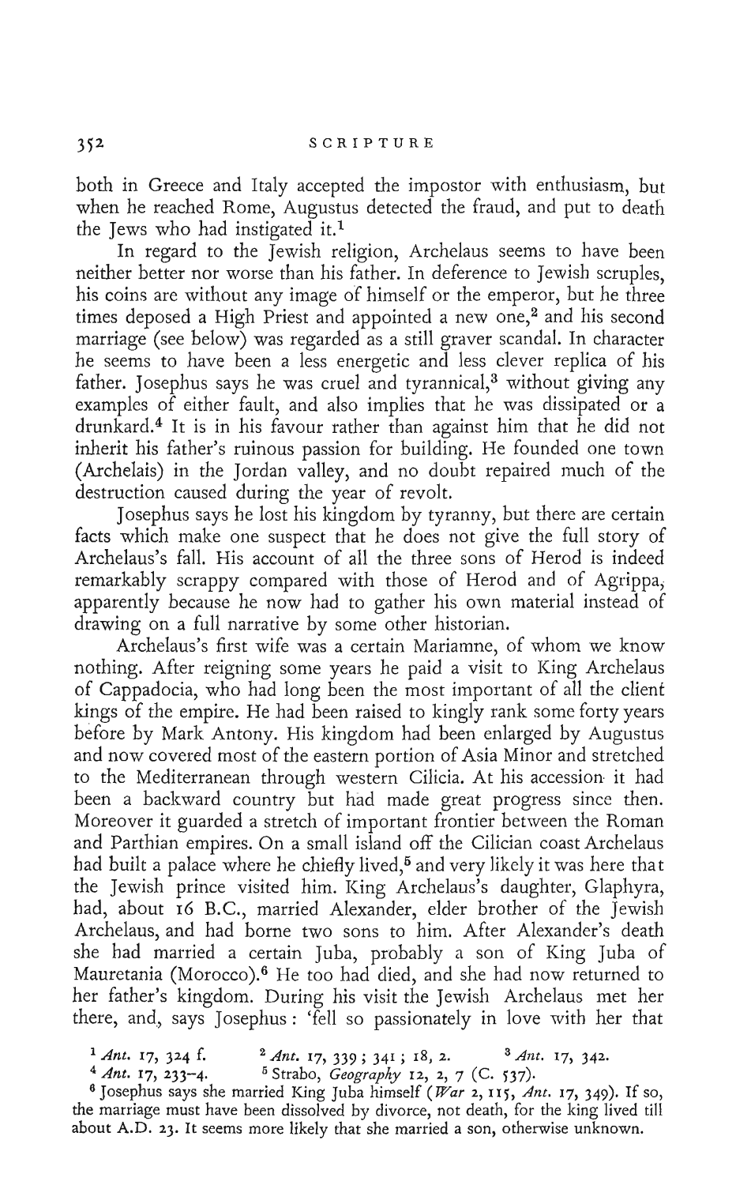both in Greece and Italy accepted the impostor with enthusiasm, but when he reached Rome, Augustus detected the fraud, and put to death the Jews who had instigated it.[1]

In regard to the Jewish religion, Archelaus seems to have been neither better nor worse than his father. In deference to Jewish scruples, his coins are without any image of himself or the emperor, but he three times deposed a High Priest and appointed a new one,[2] and his second marriage (see below) was regarded as a still graver scandal. In character he seems to have been a less energetic and less clever replica of his father. Josephus says he was cruel and tyrannical,[3] without giving any examples of either fault, and also implies that he was dissipated or a drunkard.[4] It is in his favour rather than against him that he did not inherit his father's ruinous passion for building. He founded one town (Archelais) in the Jordan valley, and no doubt repaired much of the destruction caused during the year of revolt.

Josephus says he lost his kingdom by tyranny, but there are certain facts which make one suspect that he does not give the full story of Archelaus's fall. His account of all the three sons of Herod is indeed remarkably scrappy compared with those of Herod and of Agrippa, apparently because he now had to gather his own material instead of drawing on a full narrative by some other historian.

Archelaus's first wife was a certain Mariamne, of whom we know nothing. After reigning some years he paid a visit to King Archelaus of Cappadocia, who had long been the most important of all the client kings of the empire. He had been raised to kingly rank some forty years before by Mark Antony. His kingdom had been enlarged by Augustus and now covered most of the eastern portion of Asia Minor and stretched to the Mediterranean through western Cilicia. At his accession it had been a backward country but had made great progress since then. Moreover it guarded a stretch of important frontier between the Roman and Parthian empires. On a small island off the Cilician coast Archelaus had built a palace where he chiefly lived,[5] and very likely it was here that the Jewish prince visited him. King Archelaus's daughter, Glaphyra, had, about 16 B.C., married Alexander, elder brother of the Jewish Archelaus, and had borne two sons to him. After Alexander's death she had married a certain Juba, probably a son of King Juba of Mauretania (Morocco).[6] He too had died, and she had now returned to her father's kingdom. During his visit the Jewish Archelaus met her there, and, says Josephus: 'fell so passionately in love with her that

[1] *Ant.* 17, 324 f. [2] *Ant.* 17, 339; 341; 18, 2. [3] *Ant.* 17, 342.

[4] *Ant.* 17, 233–4. [5] Strabo, *Geography* 12, 2, 7 (C. 537).

[6] Josephus says she married King Juba himself (*War* 2, 115, *Ant.* 17, 349). If so, the marriage must have been dissolved by divorce, not death, for the king lived till about A.D. 23. It seems more likely that she married a son, otherwise unknown.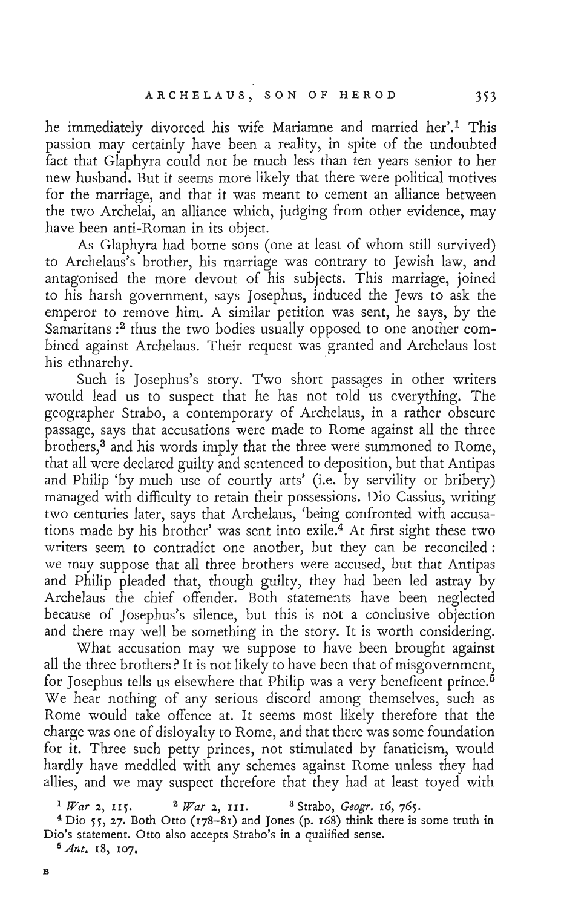he immediately divorced his wife Mariamne and married her'.[1] This passion may certainly have been a reality, in spite of the undoubted fact that Glaphyra could not be much less than ten years senior to her new husband. But it seems more likely that there were political motives for the marriage, and that it was meant to cement an alliance between the two Archelai, an alliance which, judging from other evidence, may have been anti-Roman in its object.

As Glaphyra had borne sons (one at least of whom still survived) to Archelaus's brother, his marriage was contrary to Jewish law, and antagonised the more devout of his subjects. This marriage, joined to his harsh government, says Josephus, induced the Jews to ask the emperor to remove him. A similar petition was sent, he says, by the Samaritans:[2] thus the two bodies usually opposed to one another combined against Archelaus. Their request was granted and Archelaus lost his ethnarchy.

Such is Josephus's story. Two short passages in other writers would lead us to suspect that he has not told us everything. The geographer Strabo, a contemporary of Archelaus, in a rather obscure passage, says that accusations were made to Rome against all the three brothers,[3] and his words imply that the three were summoned to Rome, that all were declared guilty and sentenced to deposition, but that Antipas and Philip 'by much use of courtly arts' (i.e. by servility or bribery) managed with difficulty to retain their possessions. Dio Cassius, writing two centuries later, says that Archelaus, 'being confronted with accusations made by his brother' was sent into exile.[4] At first sight these two writers seem to contradict one another, but they can be reconciled: we may suppose that all three brothers were accused, but that Antipas and Philip pleaded that, though guilty, they had been led astray by Archelaus the chief offender. Both statements have been neglected because of Josephus's silence, but this is not a conclusive objection and there may well be something in the story. It is worth considering.

What accusation may we suppose to have been brought against all the three brothers? It is not likely to have been that of misgovernment, for Josephus tells us elsewhere that Philip was a very beneficent prince.[5] We hear nothing of any serious discord among themselves, such as Rome would take offence at. It seems most likely therefore that the charge was one of disloyalty to Rome, and that there was some foundation for it. Three such petty princes, not stimulated by fanaticism, would hardly have meddled with any schemes against Rome unless they had allies, and we may suspect therefore that they had at least toyed with

[1] *War* 2, 115. [2] *War* 2, 111. [3] Strabo, *Geogr.* 16, 765.

[4] Dio 55, 27. Both Otto (178–81) and Jones (p. 168) think there is some truth in Dio's statement. Otto also accepts Strabo's in a qualified sense.

[5] *Ant.* 18, 107.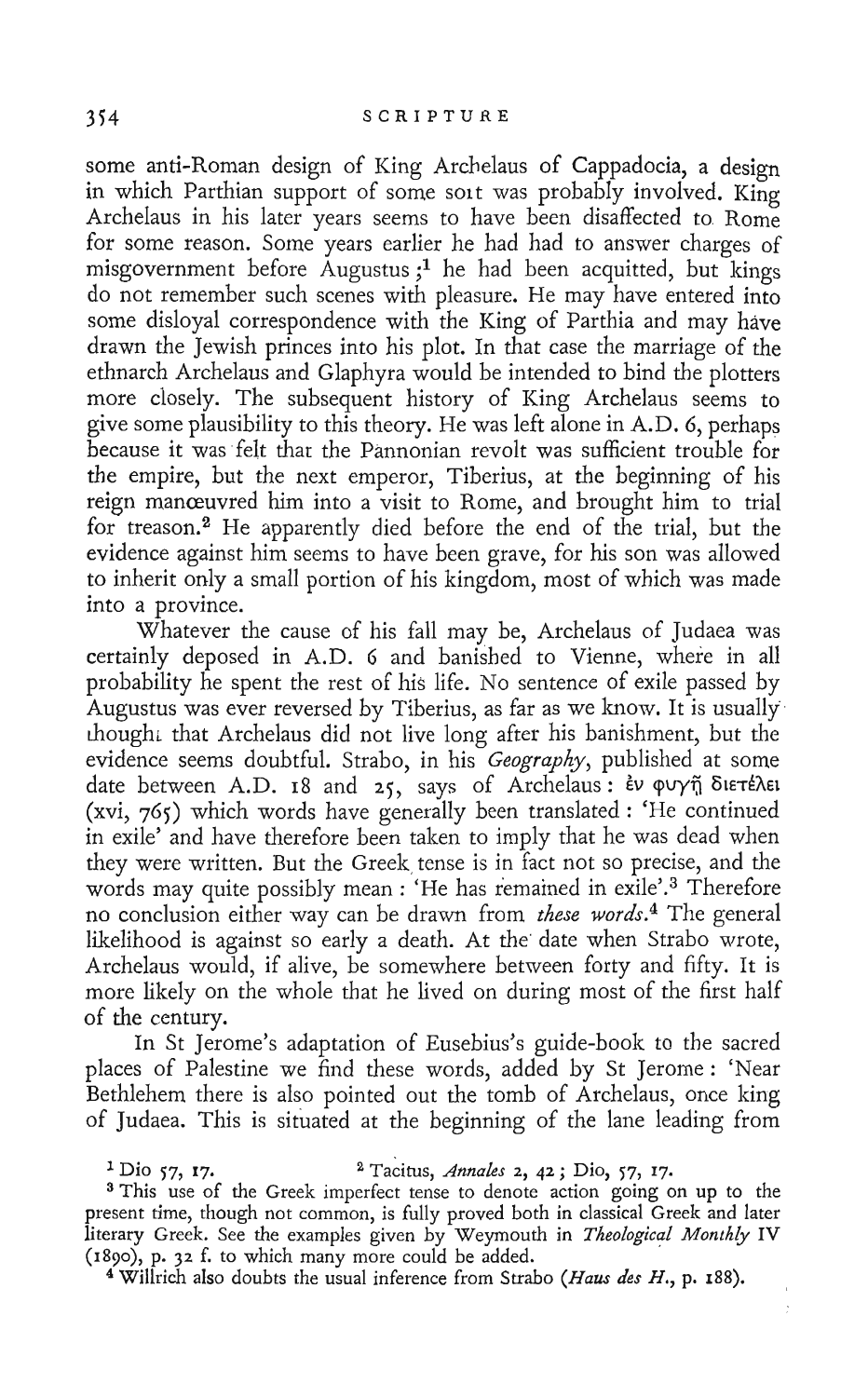some anti-Roman design of King Archelaus of Cappadocia, a design in which Parthian support of some soit was probably involved. King Archelaus in his later years seems to have been disaffected to Rome for some reason. Some years earlier he had had to answer charges of misgovernment before Augustus;[1] he had been acquitted, but kings do not remember such scenes with pleasure. He may have entered into some disloyal correspondence with the King of Parthia and may have drawn the Jewish princes into his plot. In that case the marriage of the ethnarch Archelaus and Glaphyra would be intended to bind the plotters more closely. The subsequent history of King Archelaus seems to give some plausibility to this theory. He was left alone in A.D. 6, perhaps because it was felt that the Pannonian revolt was sufficient trouble for the empire, but the next emperor, Tiberius, at the beginning of his reign manœuvred him into a visit to Rome, and brought him to trial for treason.[2] He apparently died before the end of the trial, but the evidence against him seems to have been grave, for his son was allowed to inherit only a small portion of his kingdom, most of which was made into a province.

Whatever the cause of his fall may be, Archelaus of Judaea was certainly deposed in A.D. 6 and banished to Vienne, where in all probability he spent the rest of his life. No sentence of exile passed by Augustus was ever reversed by Tiberius, as far as we know. It is usually thought that Archelaus did not live long after his banishment, but the evidence seems doubtful. Strabo, in his *Geography*, published at some date between A.D. 18 and 25, says of Archelaus: ἐν φυγῇ διετέλει (xvi, 765) which words have generally been translated: 'He continued in exile' and have therefore been taken to imply that he was dead when they were written. But the Greek tense is in fact not so precise, and the words may quite possibly mean: 'He has remained in exile'.[3] Therefore no conclusion either way can be drawn from *these words*.[4] The general likelihood is against so early a death. At the date when Strabo wrote, Archelaus would, if alive, be somewhere between forty and fifty. It is more likely on the whole that he lived on during most of the first half of the century.

In St Jerome's adaptation of Eusebius's guide-book to the sacred places of Palestine we find these words, added by St Jerome: 'Near Bethlehem there is also pointed out the tomb of Archelaus, once king of Judaea. This is situated at the beginning of the lane leading from

[1] Dio 57, 17. [2] Tacitus, *Annales* 2, 42; Dio, 57, 17.

[3] This use of the Greek imperfect tense to denote action going on up to the present time, though not common, is fully proved both in classical Greek and later literary Greek. See the examples given by Weymouth in *Theological Monthly* IV (1890), p. 32 f. to which many more could be added.

[4] Willrich also doubts the usual inference from Strabo (*Haus des H.*, p. 188).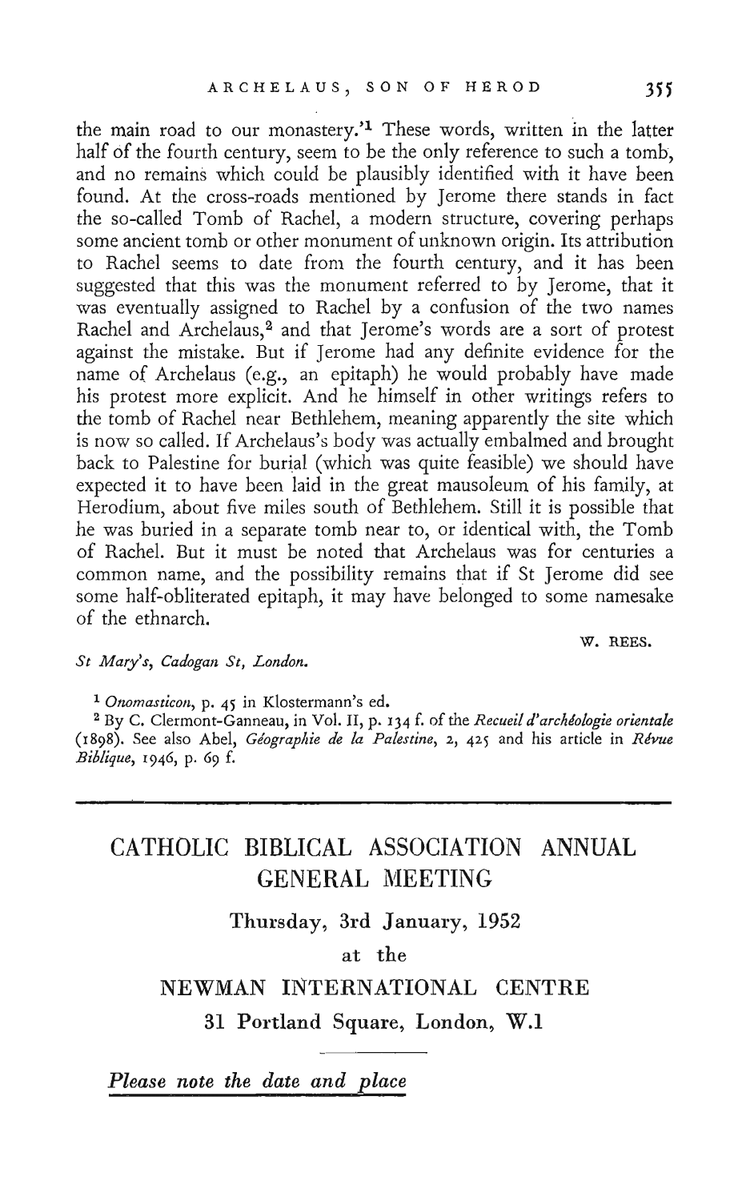the main road to our monastery.'[1] These words, written in the latter half of the fourth century, seem to be the only reference to such a tomb, and no remains which could be plausibly identified with it have been found. At the cross-roads mentioned by Jerome there stands in fact the so-called Tomb of Rachel, a modern structure, covering perhaps some ancient tomb or other monument of unknown origin. Its attribution to Rachel seems to date from the fourth century, and it has been suggested that this was the monument referred to by Jerome, that it was eventually assigned to Rachel by a confusion of the two names Rachel and Archelaus,[2] and that Jerome's words are a sort of protest against the mistake. But if Jerome had any definite evidence for the name of Archelaus (e.g., an epitaph) he would probably have made his protest more explicit. And he himself in other writings refers to the tomb of Rachel near Bethlehem, meaning apparently the site which is now so called. If Archelaus's body was actually embalmed and brought back to Palestine for burial (which was quite feasible) we should have expected it to have been laid in the great mausoleum of his family, at Herodium, about five miles south of Bethlehem. Still it is possible that he was buried in a separate tomb near to, or identical with, the Tomb of Rachel. But it must be noted that Archelaus was for centuries a common name, and the possibility remains that if St Jerome did see some half-obliterated epitaph, it may have belonged to some namesake of the ethnarch.

W. REES.

*St Mary's, Cadogan St, London.*

[1] *Onomasticon*, p. 45 in Klostermann's ed.

[2] By C. Clermont-Ganneau, in Vol. II, p. 134 f. of the *Recueil d'archéologie orientale* (1898). See also Abel, *Géographie de la Palestine*, 2, 425 and his article in *Révue Biblique*, 1946, p. 69 f.

---

## CATHOLIC BIBLICAL ASSOCIATION ANNUAL GENERAL MEETING

**Thursday, 3rd January, 1952**

**at the**

**NEWMAN INTERNATIONAL CENTRE**

**31 Portland Square, London, W.1**

***Please note the date and place***